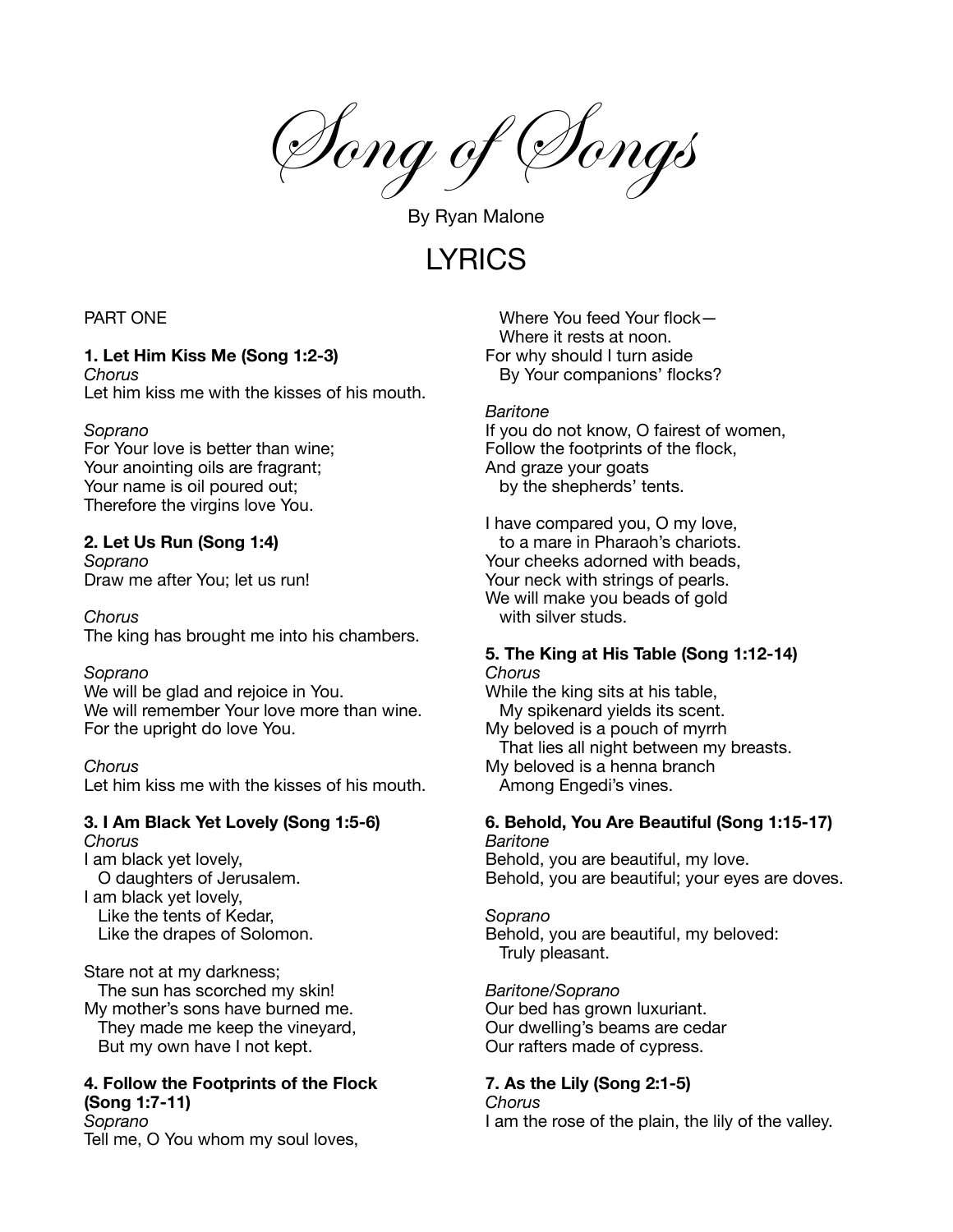# Song of Songs

By Ryan Malone

## LYRICS

PART ONE

**1. Let Him Kiss Me (Song 1:2-3)**
*Chorus*
Let him kiss me with the kisses of his mouth.

*Soprano*
For Your love is better than wine;
Your anointing oils are fragrant;
Your name is oil poured out;
Therefore the virgins love You.

**2. Let Us Run (Song 1:4)**
*Soprano*
Draw me after You; let us run!

*Chorus*
The king has brought me into his chambers.

*Soprano*
We will be glad and rejoice in You.
We will remember Your love more than wine.
For the upright do love You.

*Chorus*
Let him kiss me with the kisses of his mouth.

**3. I Am Black Yet Lovely (Song 1:5-6)**
*Chorus*
I am black yet lovely,
  O daughters of Jerusalem.
I am black yet lovely,
  Like the tents of Kedar,
  Like the drapes of Solomon.

Stare not at my darkness;
  The sun has scorched my skin!
My mother's sons have burned me.
  They made me keep the vineyard,
  But my own have I not kept.

**4. Follow the Footprints of the Flock (Song 1:7-11)**
*Soprano*
Tell me, O You whom my soul loves,
  Where You feed Your flock—
  Where it rests at noon.
For why should I turn aside
  By Your companions' flocks?

*Baritone*
If you do not know, O fairest of women,
Follow the footprints of the flock,
And graze your goats
  by the shepherds' tents.

I have compared you, O my love,
  to a mare in Pharaoh's chariots.
Your cheeks adorned with beads,
Your neck with strings of pearls.
We will make you beads of gold
  with silver studs.

**5. The King at His Table (Song 1:12-14)**
*Chorus*
While the king sits at his table,
  My spikenard yields its scent.
My beloved is a pouch of myrrh
  That lies all night between my breasts.
My beloved is a henna branch
  Among Engedi's vines.

**6. Behold, You Are Beautiful (Song 1:15-17)**
*Baritone*
Behold, you are beautiful, my love.
Behold, you are beautiful; your eyes are doves.

*Soprano*
Behold, you are beautiful, my beloved:
  Truly pleasant.

*Baritone/Soprano*
Our bed has grown luxuriant.
Our dwelling's beams are cedar
Our rafters made of cypress.

**7. As the Lily (Song 2:1-5)**
*Chorus*
I am the rose of the plain, the lily of the valley.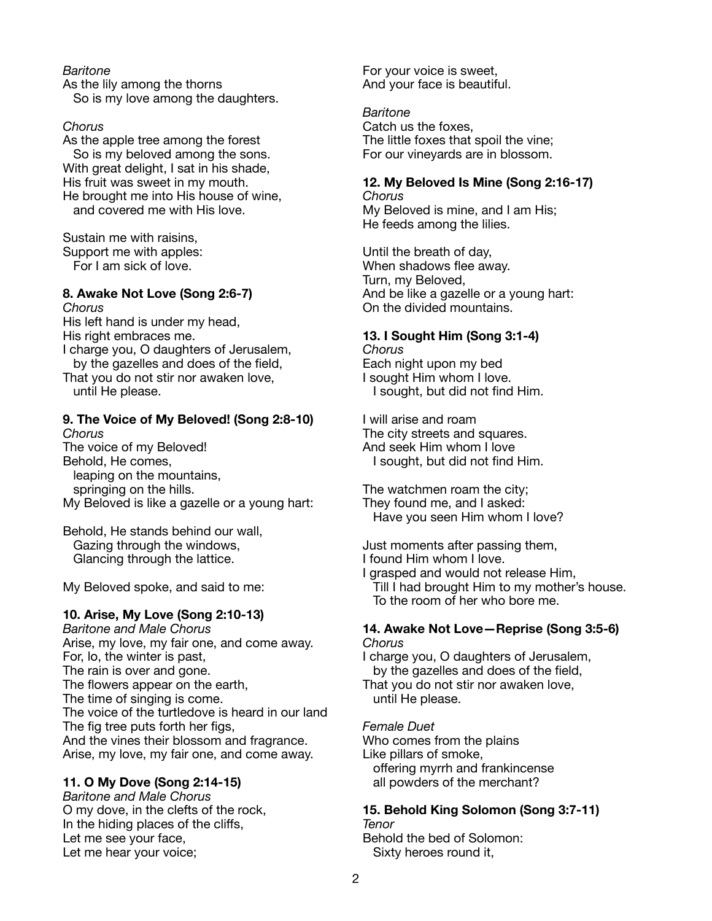*Baritone*
As the lily among the thorns
  So is my love among the daughters.

*Chorus*
As the apple tree among the forest
  So is my beloved among the sons.
With great delight, I sat in his shade,
His fruit was sweet in my mouth.
He brought me into His house of wine,
  and covered me with His love.

Sustain me with raisins,
Support me with apples:
  For I am sick of love.

**8. Awake Not Love (Song 2:6-7)**
*Chorus*
His left hand is under my head,
His right embraces me.
I charge you, O daughters of Jerusalem,
  by the gazelles and does of the field,
That you do not stir nor awaken love,
  until He please.

**9. The Voice of My Beloved! (Song 2:8-10)**
*Chorus*
The voice of my Beloved!
Behold, He comes,
  leaping on the mountains,
  springing on the hills.
My Beloved is like a gazelle or a young hart:

Behold, He stands behind our wall,
  Gazing through the windows,
  Glancing through the lattice.

My Beloved spoke, and said to me:

**10. Arise, My Love (Song 2:10-13)**
*Baritone and Male Chorus*
Arise, my love, my fair one, and come away.
For, lo, the winter is past,
The rain is over and gone.
The flowers appear on the earth,
The time of singing is come.
The voice of the turtledove is heard in our land
The fig tree puts forth her figs,
And the vines their blossom and fragrance.
Arise, my love, my fair one, and come away.

**11. O My Dove (Song 2:14-15)**
*Baritone and Male Chorus*
O my dove, in the clefts of the rock,
In the hiding places of the cliffs,
Let me see your face,
Let me hear your voice;
For your voice is sweet,
And your face is beautiful.

*Baritone*
Catch us the foxes,
The little foxes that spoil the vine;
For our vineyards are in blossom.

**12. My Beloved Is Mine (Song 2:16-17)**
*Chorus*
My Beloved is mine, and I am His;
He feeds among the lilies.

Until the breath of day,
When shadows flee away.
Turn, my Beloved,
And be like a gazelle or a young hart:
On the divided mountains.

**13. I Sought Him (Song 3:1-4)**
*Chorus*
Each night upon my bed
I sought Him whom I love.
  I sought, but did not find Him.

I will arise and roam
The city streets and squares.
And seek Him whom I love
  I sought, but did not find Him.

The watchmen roam the city;
They found me, and I asked:
  Have you seen Him whom I love?

Just moments after passing them,
I found Him whom I love.
I grasped and would not release Him,
  Till I had brought Him to my mother's house.
  To the room of her who bore me.

**14. Awake Not Love—Reprise (Song 3:5-6)**
*Chorus*
I charge you, O daughters of Jerusalem,
  by the gazelles and does of the field,
That you do not stir nor awaken love,
  until He please.

*Female Duet*
Who comes from the plains
Like pillars of smoke,
  offering myrrh and frankincense
  all powders of the merchant?

**15. Behold King Solomon (Song 3:7-11)**
*Tenor*
Behold the bed of Solomon:
  Sixty heroes round it,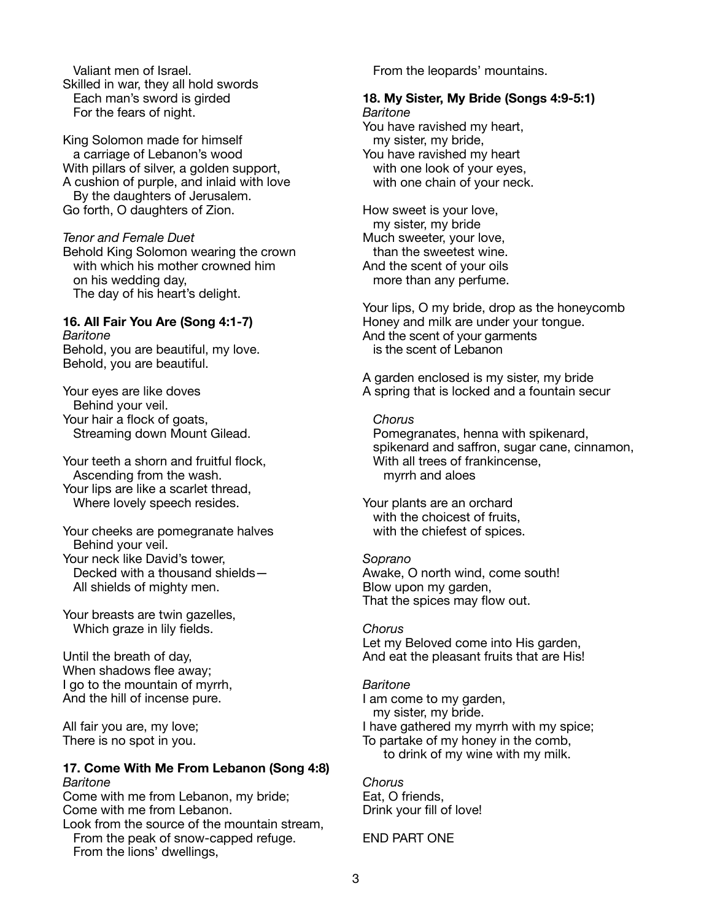Valiant men of Israel.
Skilled in war, they all hold swords
Each man's sword is girded
For the fears of night.

King Solomon made for himself
a carriage of Lebanon's wood
With pillars of silver, a golden support,
A cushion of purple, and inlaid with love
By the daughters of Jerusalem.
Go forth, O daughters of Zion.

*Tenor and Female Duet*
Behold King Solomon wearing the crown
with which his mother crowned him
on his wedding day,
The day of his heart's delight.

**16. All Fair You Are (Song 4:1-7)**
*Baritone*
Behold, you are beautiful, my love.
Behold, you are beautiful.

Your eyes are like doves
Behind your veil.
Your hair a flock of goats,
Streaming down Mount Gilead.

Your teeth a shorn and fruitful flock,
Ascending from the wash.
Your lips are like a scarlet thread,
Where lovely speech resides.

Your cheeks are pomegranate halves
Behind your veil.
Your neck like David's tower,
Decked with a thousand shields—
All shields of mighty men.

Your breasts are twin gazelles,
Which graze in lily fields.

Until the breath of day,
When shadows flee away;
I go to the mountain of myrrh,
And the hill of incense pure.

All fair you are, my love;
There is no spot in you.

**17. Come With Me From Lebanon (Song 4:8)**
*Baritone*
Come with me from Lebanon, my bride;
Come with me from Lebanon.
Look from the source of the mountain stream,
From the peak of snow-capped refuge.
From the lions' dwellings,
From the leopards' mountains.

**18. My Sister, My Bride (Songs 4:9-5:1)**
*Baritone*
You have ravished my heart,
my sister, my bride,
You have ravished my heart
with one look of your eyes,
with one chain of your neck.

How sweet is your love,
my sister, my bride
Much sweeter, your love,
than the sweetest wine.
And the scent of your oils
more than any perfume.

Your lips, O my bride, drop as the honeycomb
Honey and milk are under your tongue.
And the scent of your garments
is the scent of Lebanon

A garden enclosed is my sister, my bride
A spring that is locked and a fountain secur

*Chorus*
Pomegranates, henna with spikenard,
spikenard and saffron, sugar cane, cinnamon,
With all trees of frankincense,
myrrh and aloes

Your plants are an orchard
with the choicest of fruits,
with the chiefest of spices.

*Soprano*
Awake, O north wind, come south!
Blow upon my garden,
That the spices may flow out.

*Chorus*
Let my Beloved come into His garden,
And eat the pleasant fruits that are His!

*Baritone*
I am come to my garden,
my sister, my bride.
I have gathered my myrrh with my spice;
To partake of my honey in the comb,
to drink of my wine with my milk.

*Chorus*
Eat, O friends,
Drink your fill of love!

END PART ONE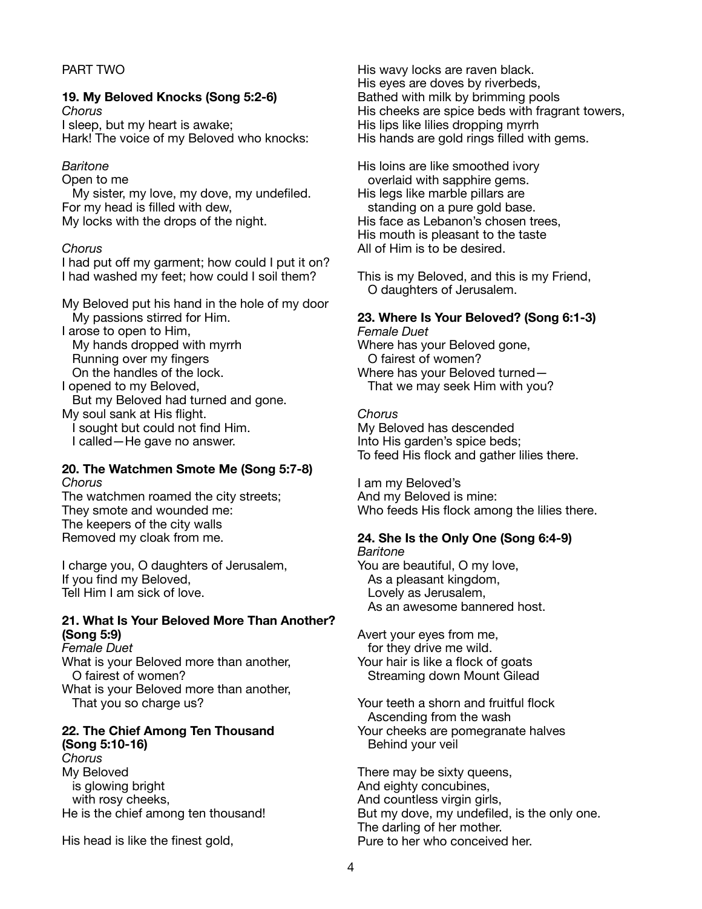PART TWO

**19. My Beloved Knocks (Song 5:2-6)**

*Chorus*

I sleep, but my heart is awake;
Hark! The voice of my Beloved who knocks:

*Baritone*

Open to me
  My sister, my love, my dove, my undefiled.
For my head is filled with dew,
My locks with the drops of the night.

*Chorus*

I had put off my garment; how could I put it on?
I had washed my feet; how could I soil them?

My Beloved put his hand in the hole of my door
  My passions stirred for Him.
I arose to open to Him,
  My hands dropped with myrrh
  Running over my fingers
  On the handles of the lock.
I opened to my Beloved,
  But my Beloved had turned and gone.
My soul sank at His flight.
  I sought but could not find Him.
  I called—He gave no answer.

**20. The Watchmen Smote Me (Song 5:7-8)**

*Chorus*

The watchmen roamed the city streets;
They smote and wounded me:
The keepers of the city walls
Removed my cloak from me.

I charge you, O daughters of Jerusalem,
If you find my Beloved,
Tell Him I am sick of love.

**21. What Is Your Beloved More Than Another? (Song 5:9)**

*Female Duet*

What is your Beloved more than another,
  O fairest of women?
What is your Beloved more than another,
  That you so charge us?

**22. The Chief Among Ten Thousand (Song 5:10-16)**

*Chorus*

My Beloved
  is glowing bright
  with rosy cheeks,
He is the chief among ten thousand!

His head is like the finest gold,
His wavy locks are raven black.
His eyes are doves by riverbeds,
Bathed with milk by brimming pools
His cheeks are spice beds with fragrant towers,
His lips like lilies dropping myrrh
His hands are gold rings filled with gems.

His loins are like smoothed ivory
  overlaid with sapphire gems.
His legs like marble pillars are
  standing on a pure gold base.
His face as Lebanon's chosen trees,
His mouth is pleasant to the taste
All of Him is to be desired.

This is my Beloved, and this is my Friend,
  O daughters of Jerusalem.

**23. Where Is Your Beloved? (Song 6:1-3)**

*Female Duet*

Where has your Beloved gone,
  O fairest of women?
Where has your Beloved turned—
  That we may seek Him with you?

*Chorus*

My Beloved has descended
Into His garden's spice beds;
To feed His flock and gather lilies there.

I am my Beloved's
And my Beloved is mine:
Who feeds His flock among the lilies there.

**24. She Is the Only One (Song 6:4-9)**

*Baritone*

You are beautiful, O my love,
  As a pleasant kingdom,
  Lovely as Jerusalem,
  As an awesome bannered host.

Avert your eyes from me,
  for they drive me wild.
Your hair is like a flock of goats
  Streaming down Mount Gilead

Your teeth a shorn and fruitful flock
  Ascending from the wash
Your cheeks are pomegranate halves
  Behind your veil

There may be sixty queens,
And eighty concubines,
And countless virgin girls,
But my dove, my undefiled, is the only one.
The darling of her mother.
Pure to her who conceived her.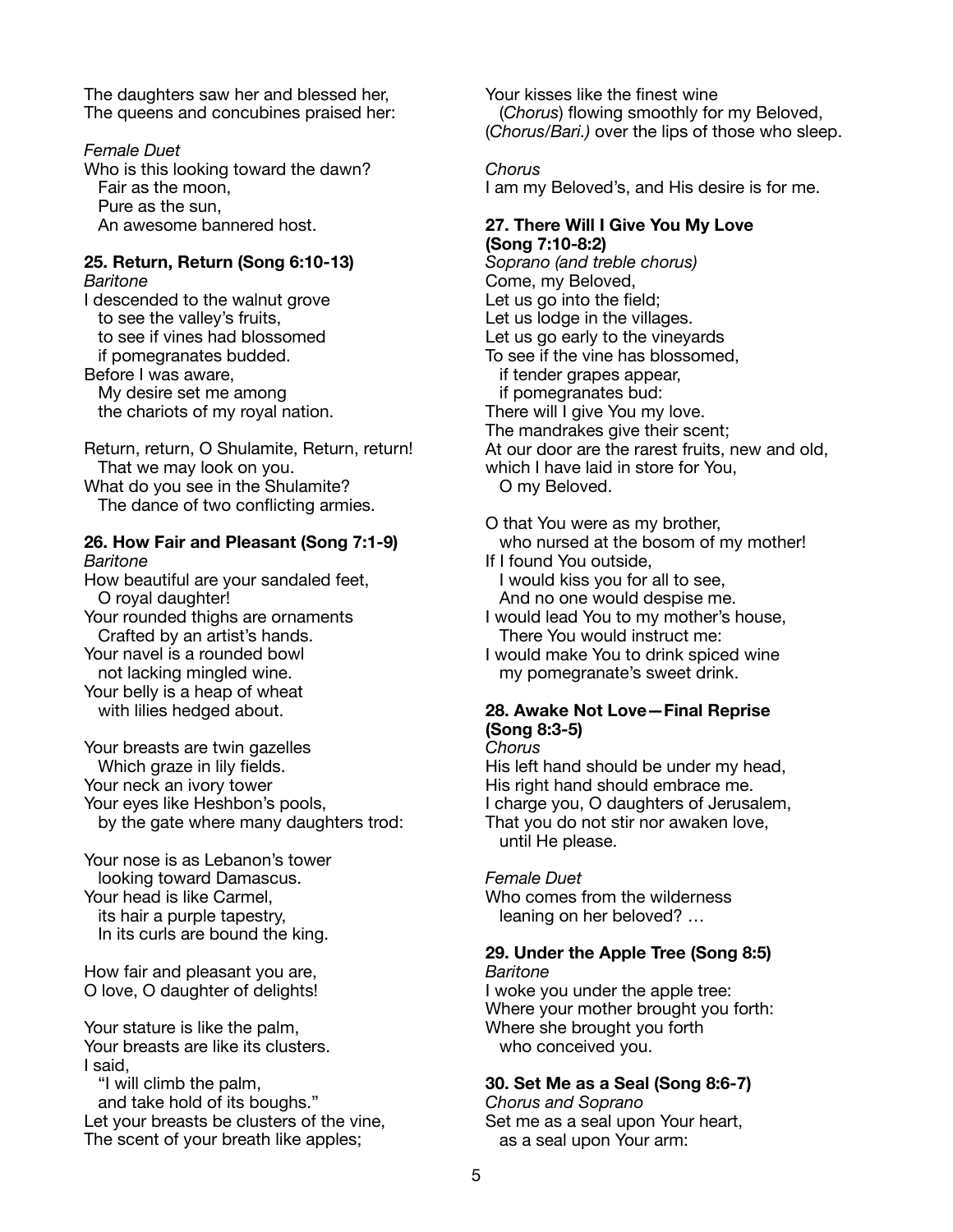The daughters saw her and blessed her,
The queens and concubines praised her:

*Female Duet*
Who is this looking toward the dawn?
  Fair as the moon,
  Pure as the sun,
  An awesome bannered host.

**25. Return, Return (Song 6:10-13)**
*Baritone*
I descended to the walnut grove
  to see the valley's fruits,
  to see if vines had blossomed
  if pomegranates budded.
Before I was aware,
  My desire set me among
  the chariots of my royal nation.

Return, return, O Shulamite, Return, return!
  That we may look on you.
What do you see in the Shulamite?
  The dance of two conflicting armies.

**26. How Fair and Pleasant (Song 7:1-9)**
*Baritone*
How beautiful are your sandaled feet,
  O royal daughter!
Your rounded thighs are ornaments
  Crafted by an artist's hands.
Your navel is a rounded bowl
  not lacking mingled wine.
Your belly is a heap of wheat
  with lilies hedged about.

Your breasts are twin gazelles
  Which graze in lily fields.
Your neck an ivory tower
Your eyes like Heshbon's pools,
  by the gate where many daughters trod:

Your nose is as Lebanon's tower
  looking toward Damascus.
Your head is like Carmel,
  its hair a purple tapestry,
  In its curls are bound the king.

How fair and pleasant you are,
O love, O daughter of delights!

Your stature is like the palm,
Your breasts are like its clusters.
I said,
  "I will climb the palm,
  and take hold of its boughs."
Let your breasts be clusters of the vine,
The scent of your breath like apples;
Your kisses like the finest wine
  (*Chorus*) flowing smoothly for my Beloved,
(*Chorus/Bari.)* over the lips of those who sleep.

*Chorus*
I am my Beloved's, and His desire is for me.

**27. There Will I Give You My Love (Song 7:10-8:2)**
*Soprano (and treble chorus)*
Come, my Beloved,
Let us go into the field;
Let us lodge in the villages.
Let us go early to the vineyards
To see if the vine has blossomed,
  if tender grapes appear,
  if pomegranates bud:
There will I give You my love.
The mandrakes give their scent;
At our door are the rarest fruits, new and old,
which I have laid in store for You,
  O my Beloved.

O that You were as my brother,
  who nursed at the bosom of my mother!
If I found You outside,
  I would kiss you for all to see,
  And no one would despise me.
I would lead You to my mother's house,
  There You would instruct me:
I would make You to drink spiced wine
  my pomegranate's sweet drink.

**28. Awake Not Love—Final Reprise (Song 8:3-5)**
*Chorus*
His left hand should be under my head,
His right hand should embrace me.
I charge you, O daughters of Jerusalem,
That you do not stir nor awaken love,
  until He please.

*Female Duet*
Who comes from the wilderness
  leaning on her beloved? …

**29. Under the Apple Tree (Song 8:5)**
*Baritone*
I woke you under the apple tree:
Where your mother brought you forth:
Where she brought you forth
  who conceived you.

**30. Set Me as a Seal (Song 8:6-7)**
*Chorus and Soprano*
Set me as a seal upon Your heart,
  as a seal upon Your arm: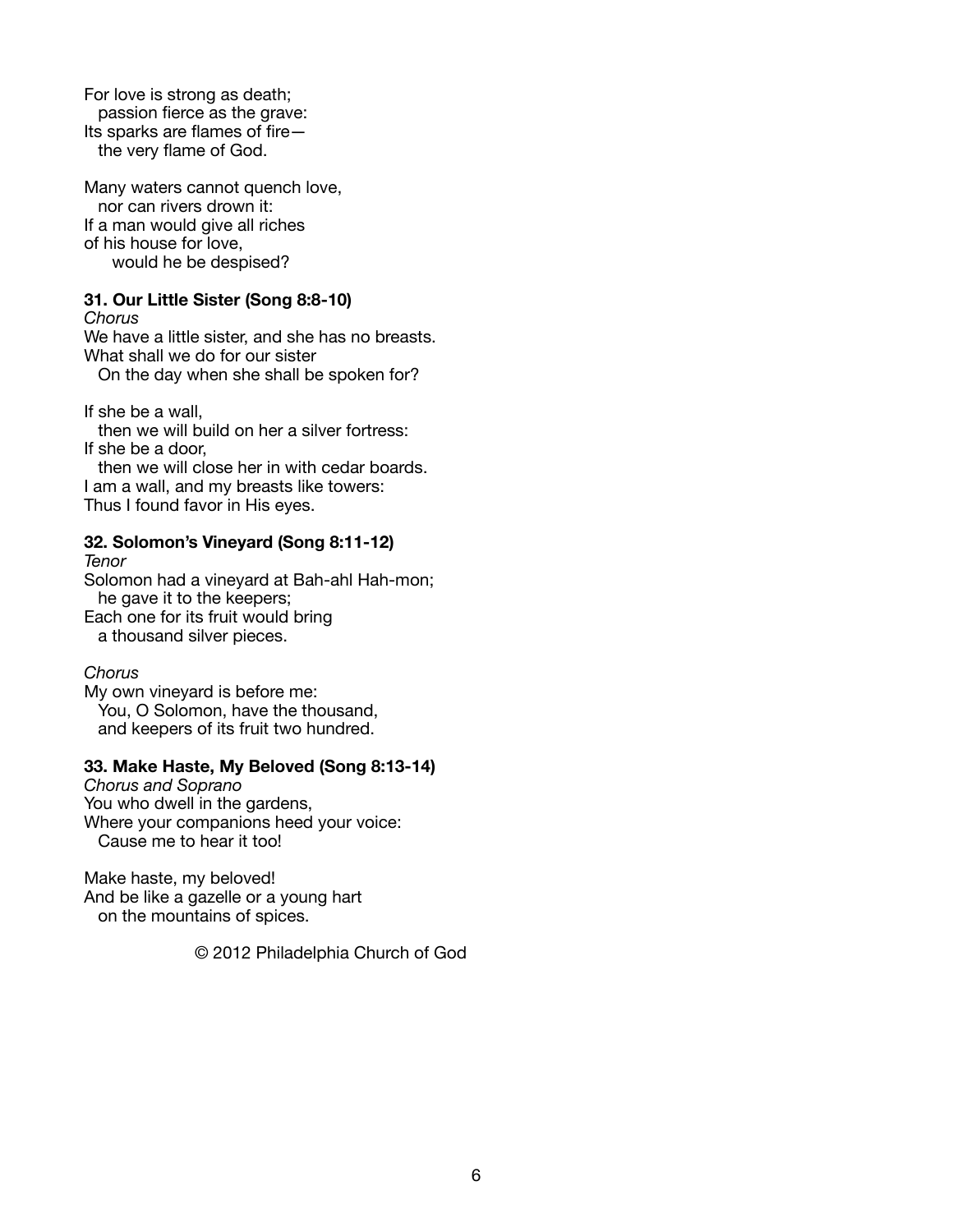For love is strong as death;
  passion fierce as the grave:
Its sparks are flames of fire—
  the very flame of God.

Many waters cannot quench love,
  nor can rivers drown it:
If a man would give all riches
of his house for love,
    would he be despised?

### 31. Our Little Sister (Song 8:8-10)

*Chorus*

We have a little sister, and she has no breasts.
What shall we do for our sister
  On the day when she shall be spoken for?

If she be a wall,
  then we will build on her a silver fortress:
If she be a door,
  then we will close her in with cedar boards.
I am a wall, and my breasts like towers:
Thus I found favor in His eyes.

### 32. Solomon's Vineyard (Song 8:11-12)

*Tenor*

Solomon had a vineyard at Bah-ahl Hah-mon;
  he gave it to the keepers;
Each one for its fruit would bring
  a thousand silver pieces.

*Chorus*

My own vineyard is before me:
  You, O Solomon, have the thousand,
  and keepers of its fruit two hundred.

### 33. Make Haste, My Beloved (Song 8:13-14)

*Chorus and Soprano*

You who dwell in the gardens,
Where your companions heed your voice:
  Cause me to hear it too!

Make haste, my beloved!
And be like a gazelle or a young hart
  on the mountains of spices.

© 2012 Philadelphia Church of God